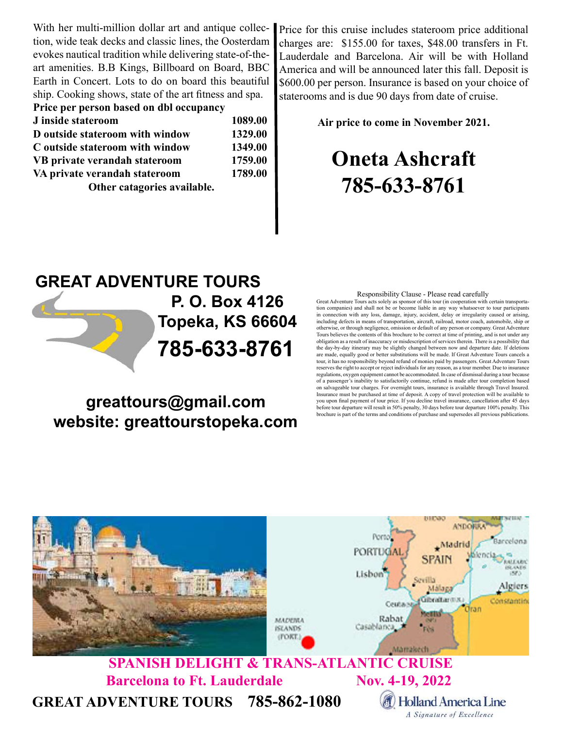With her multi-million dollar art and antique collection, wide teak decks and classic lines, the Oosterdam evokes nautical tradition while delivering state-of-the-art amenities. B.B Kings, Billboard on Board, BBC Earth in Concert. Lots to do on board this beautiful ship. Cooking shows, state of the art fitness and spa.

**Price per person based on dbl occupancy**

| | |
|---|---|
| **J inside stateroom** | **1089.00** |
| **D outside stateroom with window** | **1329.00** |
| **C outside stateroom with window** | **1349.00** |
| **VB private verandah stateroom** | **1759.00** |
| **VA private verandah stateroom** | **1789.00** |

**Other catagories available.**

Price for this cruise includes stateroom price additional charges are: $155.00 for taxes, $48.00 transfers in Ft. Lauderdale and Barcelona. Air will be with Holland America and will be announced later this fall. Deposit is $600.00 per person. Insurance is based on your choice of staterooms and is due 90 days from date of cruise.

**Air price to come in November 2021.**

# Oneta Ashcraft
# 785-633-8761

## GREAT ADVENTURE TOURS

**P. O. Box 4126**
**Topeka, KS 66604**
**785-633-8761**

**greattours@gmail.com**
**website: greattourstopeka.com**

Responsibility Clause - Please read carefully

Great Adventure Tours acts solely as sponsor of this tour (in cooperation with certain transportation companies) and shall not be or become liable in any way whatsoever to tour participants in connection with any loss, damage, injury, accident, delay or irregularity caused or arising, including defects in means of transportation, aircraft, railroad, motor coach, automobile, ship or otherwise, or through negligence, omission or default of any person or company. Great Adventure Tours believes the contents of this brochure to be correct at time of printing, and is not under any obligation as a result of inaccuracy or misdescription of services therein. There is a possibility that the day-by-day itinerary may be slightly changed between now and departure date. If deletions are made, equally good or better substitutions will be made. If Great Adventure Tours cancels a tour, it has no responsibility beyond refund of monies paid by passengers. Great Adventure Tours reserves the right to accept or reject individuals for any reason, as a tour member. Due to insurance regulations, oxygen equipment cannot be accommodated. In case of dismissal during a tour because of a passenger's inability to satisfactorily continue, refund is made after tour completion based on salvageable tour charges. For overnight tours, insurance is available through Travel Insured. Insurance must be purchased at time of deposit. A copy of travel protection will be available to you upon final payment of tour price. If you decline travel insurance, cancellation after 45 days before tour departure will result in 50% penalty, 30 days before tour departure 100% penalty. This brochure is part of the terms and conditions of purchase and supersedes all previous publications.

**SPANISH DELIGHT & TRANS-ATLANTIC CRUISE**
**Barcelona to Ft. Lauderdale Nov. 4-19, 2022**

**GREAT ADVENTURE TOURS 785-862-1080**

Holland America Line
*A Signature of Excellence*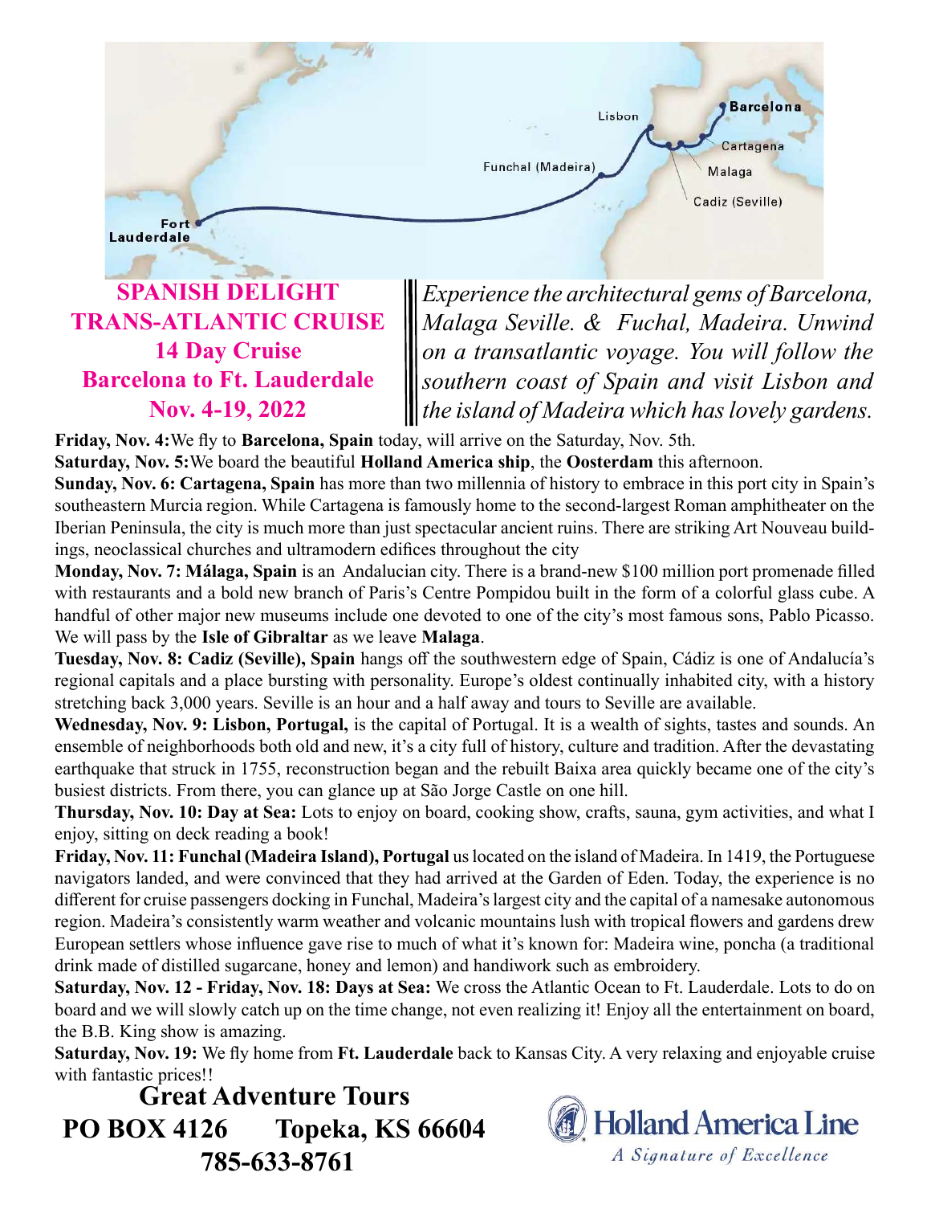Barcelona

Lisbon

Cartagena

Funchal (Madeira)

Malaga

Cadiz (Seville)

Fort Lauderdale

## SPANISH DELIGHT TRANS-ATLANTIC CRUISE

## 14 Day Cruise

## Barcelona to Ft. Lauderdale

## Nov. 4-19, 2022

*Experience the architectural gems of Barcelona, Malaga Seville. & Fuchal, Madeira. Unwind on a transatlantic voyage. You will follow the southern coast of Spain and visit Lisbon and the island of Madeira which has lovely gardens.*

**Friday, Nov. 4:** We fly to **Barcelona, Spain** today, will arrive on the Saturday, Nov. 5th.

**Saturday, Nov. 5:** We board the beautiful **Holland America ship**, the **Oosterdam** this afternoon.

**Sunday, Nov. 6: Cartagena, Spain** has more than two millennia of history to embrace in this port city in Spain's southeastern Murcia region. While Cartagena is famously home to the second-largest Roman amphitheater on the Iberian Peninsula, the city is much more than just spectacular ancient ruins. There are striking Art Nouveau buildings, neoclassical churches and ultramodern edifices throughout the city

**Monday, Nov. 7: Málaga, Spain** is an Andalucian city. There is a brand-new $100 million port promenade filled with restaurants and a bold new branch of Paris's Centre Pompidou built in the form of a colorful glass cube. A handful of other major new museums include one devoted to one of the city's most famous sons, Pablo Picasso. We will pass by the **Isle of Gibraltar** as we leave **Malaga**.

**Tuesday, Nov. 8: Cadiz (Seville), Spain** hangs off the southwestern edge of Spain, Cádiz is one of Andalucía's regional capitals and a place bursting with personality. Europe's oldest continually inhabited city, with a history stretching back 3,000 years. Seville is an hour and a half away and tours to Seville are available.

**Wednesday, Nov. 9: Lisbon, Portugal,** is the capital of Portugal. It is a wealth of sights, tastes and sounds. An ensemble of neighborhoods both old and new, it's a city full of history, culture and tradition. After the devastating earthquake that struck in 1755, reconstruction began and the rebuilt Baixa area quickly became one of the city's busiest districts. From there, you can glance up at São Jorge Castle on one hill.

**Thursday, Nov. 10: Day at Sea:** Lots to enjoy on board, cooking show, crafts, sauna, gym activities, and what I enjoy, sitting on deck reading a book!

**Friday, Nov. 11: Funchal (Madeira Island), Portugal** us located on the island of Madeira. In 1419, the Portuguese navigators landed, and were convinced that they had arrived at the Garden of Eden. Today, the experience is no different for cruise passengers docking in Funchal, Madeira's largest city and the capital of a namesake autonomous region. Madeira's consistently warm weather and volcanic mountains lush with tropical flowers and gardens drew European settlers whose influence gave rise to much of what it's known for: Madeira wine, poncha (a traditional drink made of distilled sugarcane, honey and lemon) and handiwork such as embroidery.

**Saturday, Nov. 12 - Friday, Nov. 18: Days at Sea:** We cross the Atlantic Ocean to Ft. Lauderdale. Lots to do on board and we will slowly catch up on the time change, not even realizing it! Enjoy all the entertainment on board, the B.B. King show is amazing.

**Saturday, Nov. 19:** We fly home from **Ft. Lauderdale** back to Kansas City. A very relaxing and enjoyable cruise with fantastic prices!!

**Great Adventure Tours**
**PO BOX 4126 Topeka, KS 66604**
**785-633-8761**

Holland America Line
*A Signature of Excellence*